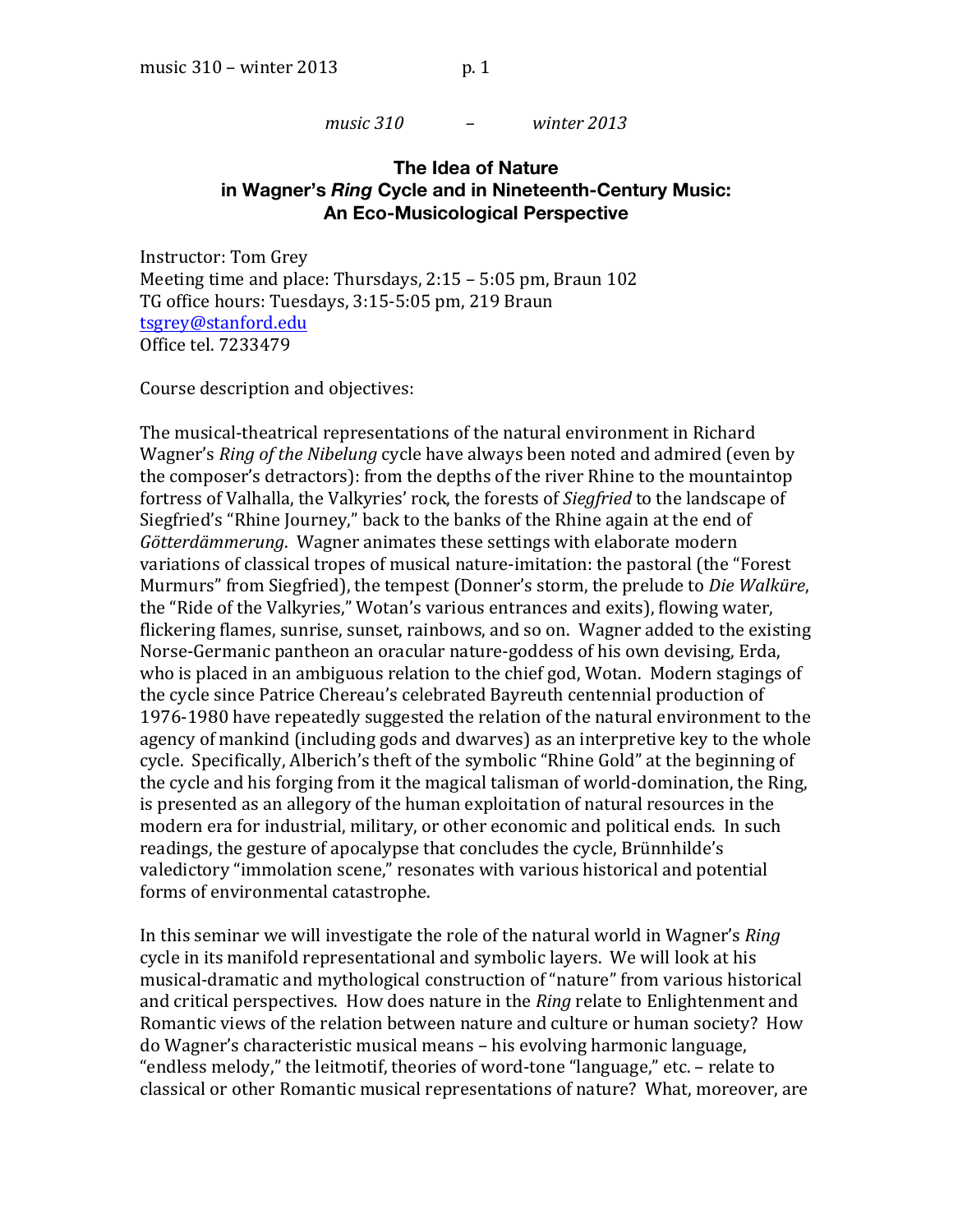*music 310 – winter 2013*

## The Idea of Nature in Wagner's *Ring* Cycle and in Nineteenth-Century Music: An Eco-Musicological Perspective

Instructor: Tom Grey
Meeting time and place: Thursdays, 2:15 – 5:05 pm, Braun 102
TG office hours: Tuesdays, 3:15-5:05 pm, 219 Braun
tsgrey@stanford.edu
Office tel. 7233479

Course description and objectives:

The musical-theatrical representations of the natural environment in Richard Wagner's *Ring of the Nibelung* cycle have always been noted and admired (even by the composer's detractors): from the depths of the river Rhine to the mountaintop fortress of Valhalla, the Valkyries' rock, the forests of *Siegfried* to the landscape of Siegfried's "Rhine Journey," back to the banks of the Rhine again at the end of *Götterdämmerung*. Wagner animates these settings with elaborate modern variations of classical tropes of musical nature-imitation: the pastoral (the "Forest Murmurs" from Siegfried), the tempest (Donner's storm, the prelude to *Die Walküre*, the "Ride of the Valkyries," Wotan's various entrances and exits), flowing water, flickering flames, sunrise, sunset, rainbows, and so on. Wagner added to the existing Norse-Germanic pantheon an oracular nature-goddess of his own devising, Erda, who is placed in an ambiguous relation to the chief god, Wotan. Modern stagings of the cycle since Patrice Chereau's celebrated Bayreuth centennial production of 1976-1980 have repeatedly suggested the relation of the natural environment to the agency of mankind (including gods and dwarves) as an interpretive key to the whole cycle. Specifically, Alberich's theft of the symbolic "Rhine Gold" at the beginning of the cycle and his forging from it the magical talisman of world-domination, the Ring, is presented as an allegory of the human exploitation of natural resources in the modern era for industrial, military, or other economic and political ends. In such readings, the gesture of apocalypse that concludes the cycle, Brünnhilde's valedictory "immolation scene," resonates with various historical and potential forms of environmental catastrophe.

In this seminar we will investigate the role of the natural world in Wagner's *Ring* cycle in its manifold representational and symbolic layers. We will look at his musical-dramatic and mythological construction of "nature" from various historical and critical perspectives. How does nature in the *Ring* relate to Enlightenment and Romantic views of the relation between nature and culture or human society? How do Wagner's characteristic musical means – his evolving harmonic language, "endless melody," the leitmotif, theories of word-tone "language," etc. – relate to classical or other Romantic musical representations of nature? What, moreover, are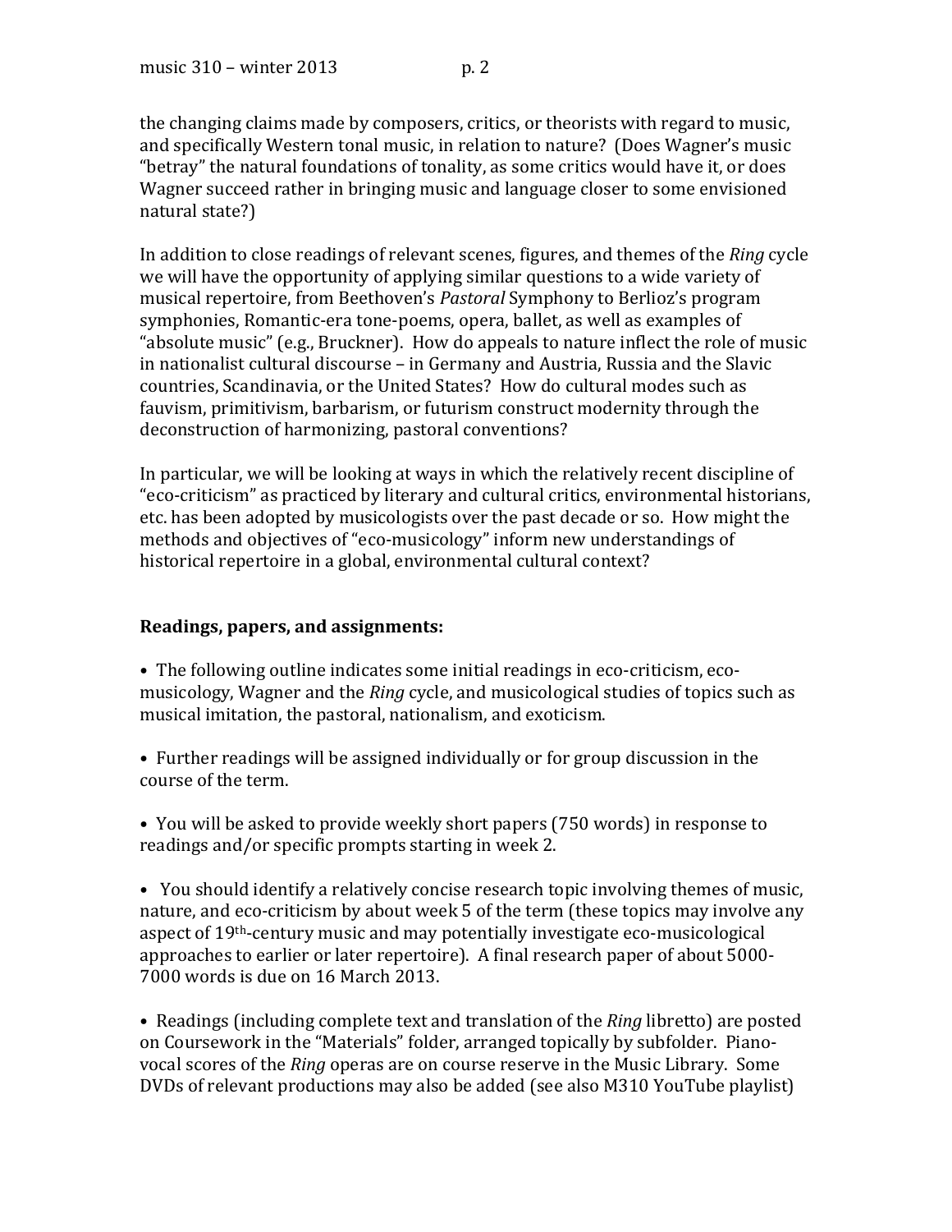the changing claims made by composers, critics, or theorists with regard to music, and specifically Western tonal music, in relation to nature? (Does Wagner's music "betray" the natural foundations of tonality, as some critics would have it, or does Wagner succeed rather in bringing music and language closer to some envisioned natural state?)

In addition to close readings of relevant scenes, figures, and themes of the *Ring* cycle we will have the opportunity of applying similar questions to a wide variety of musical repertoire, from Beethoven's *Pastoral* Symphony to Berlioz's program symphonies, Romantic-era tone-poems, opera, ballet, as well as examples of "absolute music" (e.g., Bruckner). How do appeals to nature inflect the role of music in nationalist cultural discourse – in Germany and Austria, Russia and the Slavic countries, Scandinavia, or the United States? How do cultural modes such as fauvism, primitivism, barbarism, or futurism construct modernity through the deconstruction of harmonizing, pastoral conventions?

In particular, we will be looking at ways in which the relatively recent discipline of "eco-criticism" as practiced by literary and cultural critics, environmental historians, etc. has been adopted by musicologists over the past decade or so. How might the methods and objectives of "eco-musicology" inform new understandings of historical repertoire in a global, environmental cultural context?

**Readings, papers, and assignments:**

- The following outline indicates some initial readings in eco-criticism, eco-musicology, Wagner and the *Ring* cycle, and musicological studies of topics such as musical imitation, the pastoral, nationalism, and exoticism.

- Further readings will be assigned individually or for group discussion in the course of the term.

- You will be asked to provide weekly short papers (750 words) in response to readings and/or specific prompts starting in week 2.

- You should identify a relatively concise research topic involving themes of music, nature, and eco-criticism by about week 5 of the term (these topics may involve any aspect of 19th-century music and may potentially investigate eco-musicological approaches to earlier or later repertoire). A final research paper of about 5000-7000 words is due on 16 March 2013.

- Readings (including complete text and translation of the *Ring* libretto) are posted on Coursework in the "Materials" folder, arranged topically by subfolder. Piano-vocal scores of the *Ring* operas are on course reserve in the Music Library. Some DVDs of relevant productions may also be added (see also M310 YouTube playlist)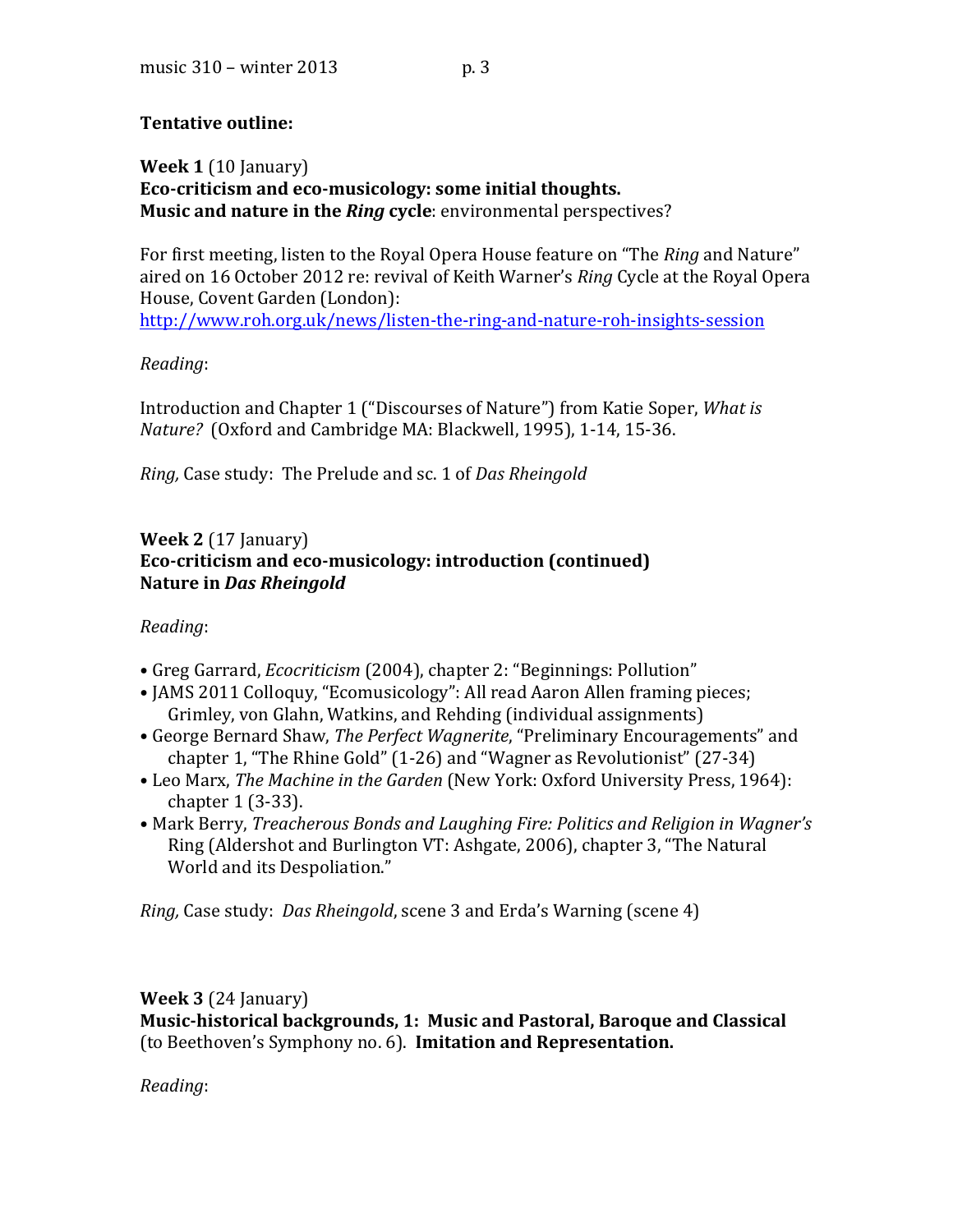## Tentative outline:

**Week 1** (10 January)
**Eco-criticism and eco-musicology: some initial thoughts.**
**Music and nature in the *Ring* cycle**: environmental perspectives?

For first meeting, listen to the Royal Opera House feature on "The *Ring* and Nature" aired on 16 October 2012 re: revival of Keith Warner's *Ring* Cycle at the Royal Opera House, Covent Garden (London):
http://www.roh.org.uk/news/listen-the-ring-and-nature-roh-insights-session

*Reading*:

Introduction and Chapter 1 ("Discourses of Nature") from Katie Soper, *What is Nature?* (Oxford and Cambridge MA: Blackwell, 1995), 1-14, 15-36.

*Ring,* Case study: The Prelude and sc. 1 of *Das Rheingold*

**Week 2** (17 January)
**Eco-criticism and eco-musicology: introduction (continued)**
**Nature in *Das Rheingold***

*Reading*:

- Greg Garrard, *Ecocriticism* (2004), chapter 2: "Beginnings: Pollution"
- JAMS 2011 Colloquy, "Ecomusicology": All read Aaron Allen framing pieces; Grimley, von Glahn, Watkins, and Rehding (individual assignments)
- George Bernard Shaw, *The Perfect Wagnerite*, "Preliminary Encouragements" and chapter 1, "The Rhine Gold" (1-26) and "Wagner as Revolutionist" (27-34)
- Leo Marx, *The Machine in the Garden* (New York: Oxford University Press, 1964): chapter 1 (3-33).
- Mark Berry, *Treacherous Bonds and Laughing Fire: Politics and Religion in Wagner's* Ring (Aldershot and Burlington VT: Ashgate, 2006), chapter 3, "The Natural World and its Despoliation."

*Ring,* Case study: *Das Rheingold*, scene 3 and Erda's Warning (scene 4)

**Week 3** (24 January)
**Music-historical backgrounds, 1: Music and Pastoral, Baroque and Classical** (to Beethoven's Symphony no. 6). **Imitation and Representation.**

*Reading*: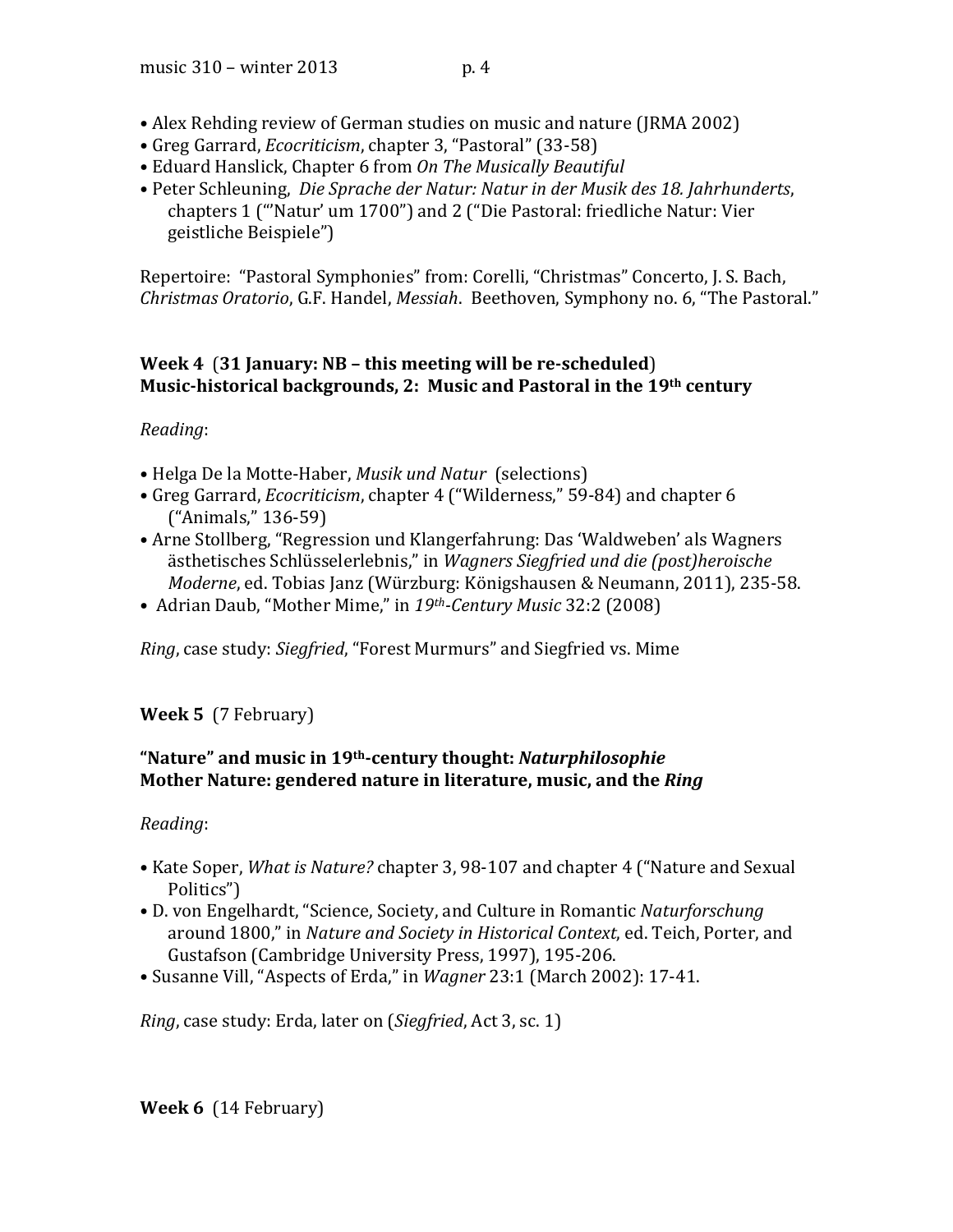- Alex Rehding review of German studies on music and nature (JRMA 2002)
- Greg Garrard, *Ecocriticism*, chapter 3, "Pastoral" (33-58)
- Eduard Hanslick, Chapter 6 from *On The Musically Beautiful*
- Peter Schleuning, *Die Sprache der Natur: Natur in der Musik des 18. Jahrhunderts*, chapters 1 ("'Natur' um 1700") and 2 ("Die Pastoral: friedliche Natur: Vier geistliche Beispiele")

Repertoire: "Pastoral Symphonies" from: Corelli, "Christmas" Concerto, J. S. Bach, *Christmas Oratorio*, G.F. Handel, *Messiah*. Beethoven, Symphony no. 6, "The Pastoral."

**Week 4** (**31 January: NB – this meeting will be re-scheduled**)
**Music-historical backgrounds, 2: Music and Pastoral in the 19th century**

*Reading*:

- Helga De la Motte-Haber, *Musik und Natur* (selections)
- Greg Garrard, *Ecocriticism*, chapter 4 ("Wilderness," 59-84) and chapter 6 ("Animals," 136-59)
- Arne Stollberg, "Regression und Klangerfahrung: Das 'Waldweben' als Wagners ästhetisches Schlüsselerlebnis," in *Wagners Siegfried und die (post)heroische Moderne*, ed. Tobias Janz (Würzburg: Königshausen & Neumann, 2011), 235-58.
- Adrian Daub, "Mother Mime," in *19th-Century Music* 32:2 (2008)

*Ring*, case study: *Siegfried*, "Forest Murmurs" and Siegfried vs. Mime

**Week 5** (7 February)

**"Nature" and music in 19th-century thought: *Naturphilosophie***
**Mother Nature: gendered nature in literature, music, and the *Ring***

*Reading*:

- Kate Soper, *What is Nature?* chapter 3, 98-107 and chapter 4 ("Nature and Sexual Politics")
- D. von Engelhardt, "Science, Society, and Culture in Romantic *Naturforschung* around 1800," in *Nature and Society in Historical Context*, ed. Teich, Porter, and Gustafson (Cambridge University Press, 1997), 195-206.
- Susanne Vill, "Aspects of Erda," in *Wagner* 23:1 (March 2002): 17-41.

*Ring*, case study: Erda, later on (*Siegfried*, Act 3, sc. 1)

**Week 6** (14 February)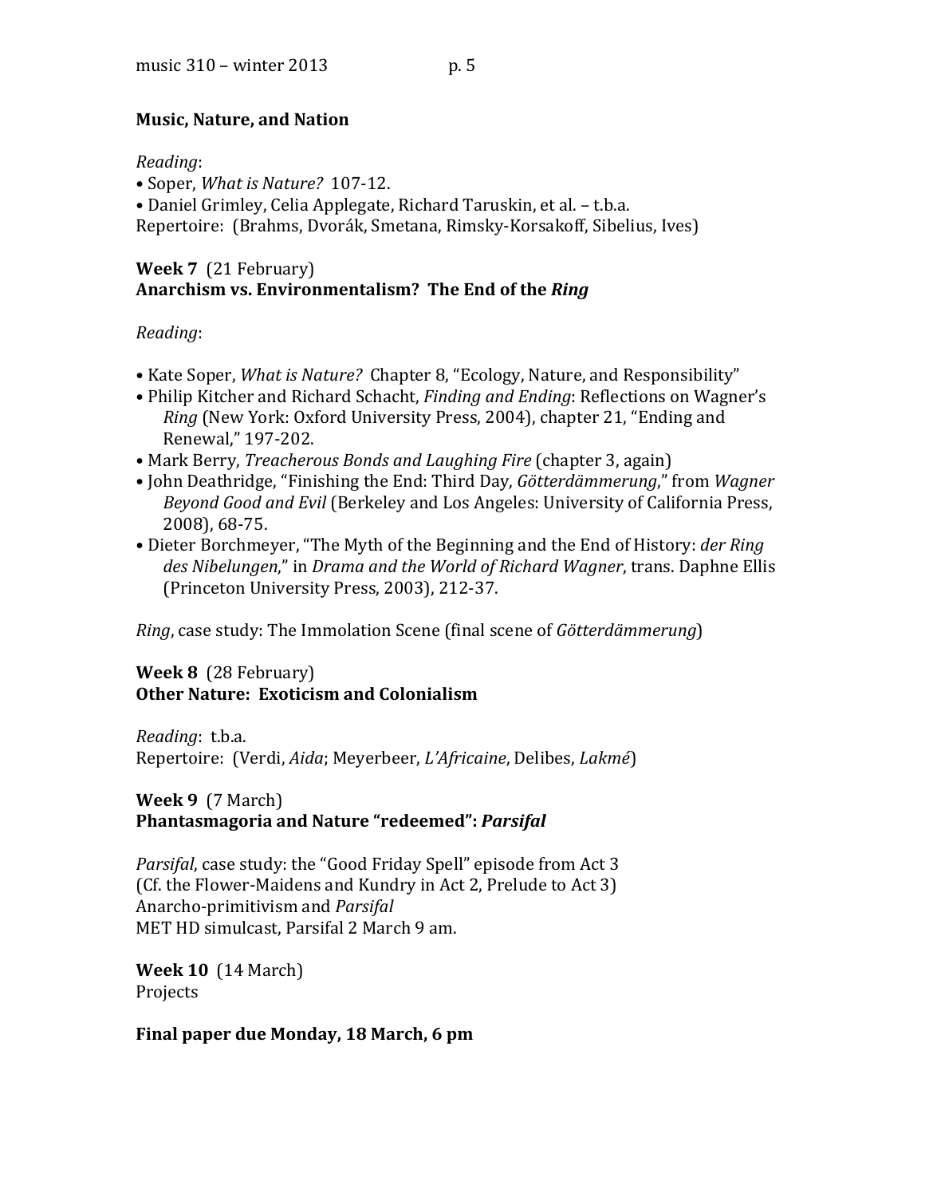**Music, Nature, and Nation**

*Reading*:

- Soper, *What is Nature?* 107-12.
- Daniel Grimley, Celia Applegate, Richard Taruskin, et al. – t.b.a.

Repertoire: (Brahms, Dvorák, Smetana, Rimsky-Korsakoff, Sibelius, Ives)

**Week 7** (21 February)
**Anarchism vs. Environmentalism? The End of the *Ring***

*Reading*:

- Kate Soper, *What is Nature?* Chapter 8, "Ecology, Nature, and Responsibility"
- Philip Kitcher and Richard Schacht, *Finding and Ending*: Reflections on Wagner's *Ring* (New York: Oxford University Press, 2004), chapter 21, "Ending and Renewal," 197-202.
- Mark Berry, *Treacherous Bonds and Laughing Fire* (chapter 3, again)
- John Deathridge, "Finishing the End: Third Day, *Götterdämmerung*," from *Wagner Beyond Good and Evil* (Berkeley and Los Angeles: University of California Press, 2008), 68-75.
- Dieter Borchmeyer, "The Myth of the Beginning and the End of History: *der Ring des Nibelungen*," in *Drama and the World of Richard Wagner*, trans. Daphne Ellis (Princeton University Press, 2003), 212-37.

*Ring*, case study: The Immolation Scene (final scene of *Götterdämmerung*)

**Week 8** (28 February)
**Other Nature: Exoticism and Colonialism**

*Reading*: t.b.a.
Repertoire: (Verdi, *Aida*; Meyerbeer, *L'Africaine*, Delibes, *Lakmé*)

**Week 9** (7 March)
**Phantasmagoria and Nature "redeemed": *Parsifal***

*Parsifal*, case study: the "Good Friday Spell" episode from Act 3
(Cf. the Flower-Maidens and Kundry in Act 2, Prelude to Act 3)
Anarcho-primitivism and *Parsifal*
MET HD simulcast, Parsifal 2 March 9 am.

**Week 10** (14 March)
Projects

**Final paper due Monday, 18 March, 6 pm**